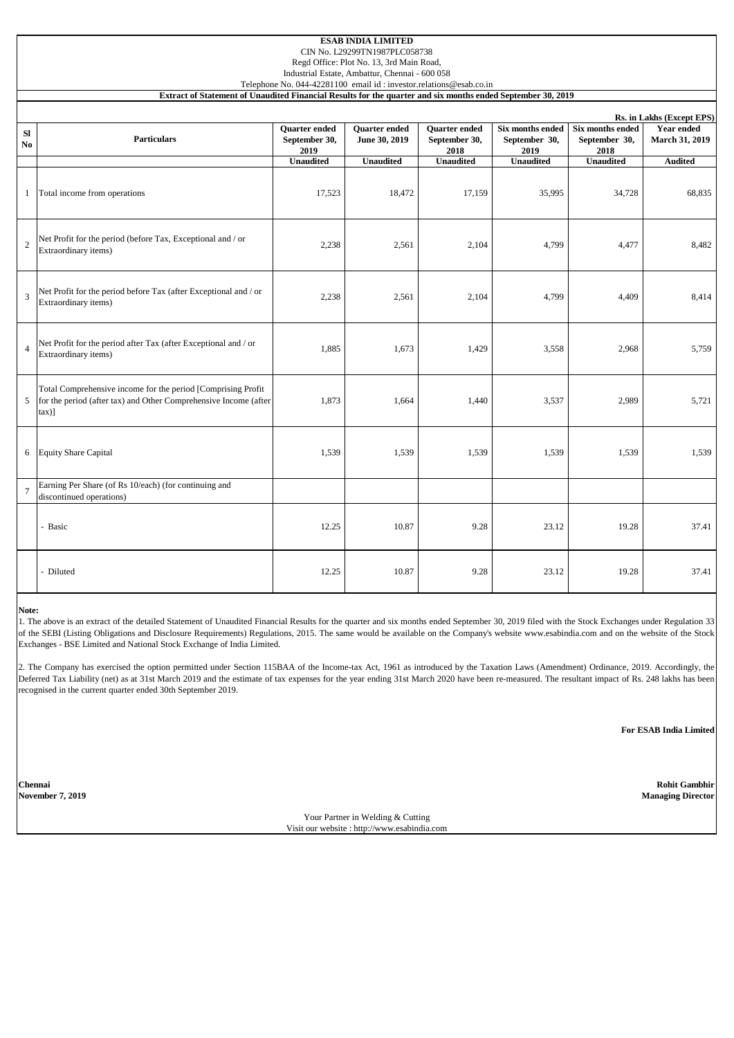**ESAB INDIA LIMITED**

CIN No. L29299TN1987PLC058738

Regd Office: Plot No. 13, 3rd Main Road,

Industrial Estate, Ambattur, Chennai - 600 058

Telephone No. 044-42281100 email id : investor.relations@esab.co.in

**Extract of Statement of Unaudited Financial Results for the quarter and six months ended September 30, 2019**

**Rs. in Lakhs (Except EPS)**

| Sl No | Particulars | Quarter ended September 30, 2019 | Quarter ended June 30, 2019 | Quarter ended September 30, 2018 | Six months ended September 30, 2019 | Six months ended September 30, 2018 | Year ended March 31, 2019 |
|---|---|---|---|---|---|---|---|
| | | Unaudited | Unaudited | Unaudited | Unaudited | Unaudited | Audited |
| 1 | Total income from operations | 17,523 | 18,472 | 17,159 | 35,995 | 34,728 | 68,835 |
| 2 | Net Profit for the period (before Tax, Exceptional and / or Extraordinary items) | 2,238 | 2,561 | 2,104 | 4,799 | 4,477 | 8,482 |
| 3 | Net Profit for the period before Tax (after Exceptional and / or Extraordinary items) | 2,238 | 2,561 | 2,104 | 4,799 | 4,409 | 8,414 |
| 4 | Net Profit for the period after Tax (after Exceptional and / or Extraordinary items) | 1,885 | 1,673 | 1,429 | 3,558 | 2,968 | 5,759 |
| 5 | Total Comprehensive income for the period [Comprising Profit for the period (after tax) and Other Comprehensive Income (after tax)] | 1,873 | 1,664 | 1,440 | 3,537 | 2,989 | 5,721 |
| 6 | Equity Share Capital | 1,539 | 1,539 | 1,539 | 1,539 | 1,539 | 1,539 |
| 7 | Earning Per Share (of Rs 10/each) (for continuing and discontinued operations) | | | | | | |
| | - Basic | 12.25 | 10.87 | 9.28 | 23.12 | 19.28 | 37.41 |
| | - Diluted | 12.25 | 10.87 | 9.28 | 23.12 | 19.28 | 37.41 |

**Note:**

1. The above is an extract of the detailed Statement of Unaudited Financial Results for the quarter and six months ended September 30, 2019 filed with the Stock Exchanges under Regulation 33 of the SEBI (Listing Obligations and Disclosure Requirements) Regulations, 2015. The same would be available on the Company's website www.esabindia.com and on the website of the Stock Exchanges - BSE Limited and National Stock Exchange of India Limited.

2. The Company has exercised the option permitted under Section 115BAA of the Income-tax Act, 1961 as introduced by the Taxation Laws (Amendment) Ordinance, 2019. Accordingly, the Deferred Tax Liability (net) as at 31st March 2019 and the estimate of tax expenses for the year ending 31st March 2020 have been re-measured. The resultant impact of Rs. 248 lakhs has been recognised in the current quarter ended 30th September 2019.

**For ESAB India Limited**

**Chennai**
**November 7, 2019**

**Rohit Gambhir**
**Managing Director**

Your Partner in Welding & Cutting
Visit our website : http://www.esabindia.com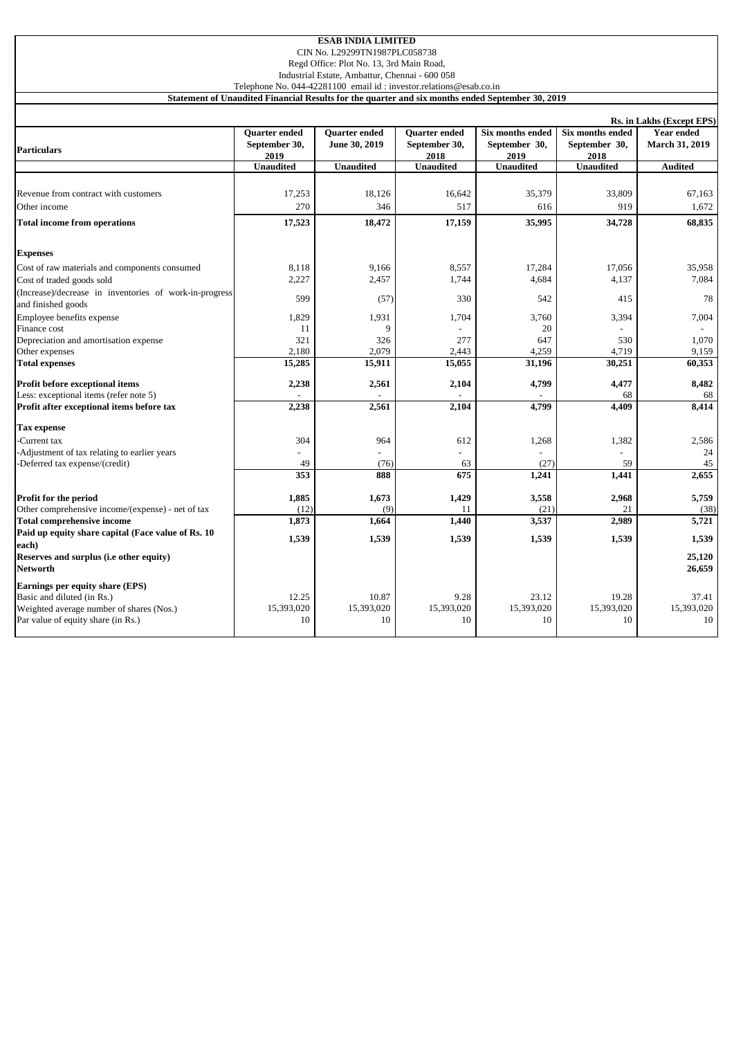**ESAB INDIA LIMITED**

CIN No. L29299TN1987PLC058738

Regd Office: Plot No. 13, 3rd Main Road,

Industrial Estate, Ambattur, Chennai - 600 058

Telephone No. 044-42281100 email id : investor.relations@esab.co.in

**Statement of Unaudited Financial Results for the quarter and six months ended September 30, 2019**

**Rs. in Lakhs (Except EPS)**

| Particulars | Quarter ended September 30, 2019 | Quarter ended June 30, 2019 | Quarter ended September 30, 2018 | Six months ended September 30, 2019 | Six months ended September 30, 2018 | Year ended March 31, 2019 |
|---|---|---|---|---|---|---|
| | Unaudited | Unaudited | Unaudited | Unaudited | Unaudited | Audited |
| Revenue from contract with customers | 17,253 | 18,126 | 16,642 | 35,379 | 33,809 | 67,163 |
| Other income | 270 | 346 | 517 | 616 | 919 | 1,672 |
| **Total income from operations** | **17,523** | **18,472** | **17,159** | **35,995** | **34,728** | **68,835** |
| **Expenses** | | | | | | |
| Cost of raw materials and components consumed | 8,118 | 9,166 | 8,557 | 17,284 | 17,056 | 35,958 |
| Cost of traded goods sold | 2,227 | 2,457 | 1,744 | 4,684 | 4,137 | 7,084 |
| (Increase)/decrease in inventories of work-in-progress and finished goods | 599 | (57) | 330 | 542 | 415 | 78 |
| Employee benefits expense | 1,829 | 1,931 | 1,704 | 3,760 | 3,394 | 7,004 |
| Finance cost | 11 | 9 | - | 20 | - | - |
| Depreciation and amortisation expense | 321 | 326 | 277 | 647 | 530 | 1,070 |
| Other expenses | 2,180 | 2,079 | 2,443 | 4,259 | 4,719 | 9,159 |
| **Total expenses** | **15,285** | **15,911** | **15,055** | **31,196** | **30,251** | **60,353** |
| **Profit before exceptional items** | **2,238** | **2,561** | **2,104** | **4,799** | **4,477** | **8,482** |
| Less: exceptional items (refer note 5) | - | - | - | - | 68 | 68 |
| **Profit after exceptional items before tax** | **2,238** | **2,561** | **2,104** | **4,799** | **4,409** | **8,414** |
| **Tax expense** | | | | | | |
| -Current tax | 304 | 964 | 612 | 1,268 | 1,382 | 2,586 |
| -Adjustment of tax relating to earlier years | - | - | - | - | - | 24 |
| -Deferred tax expense/(credit) | 49 | (76) | 63 | (27) | 59 | 45 |
| | **353** | **888** | **675** | **1,241** | **1,441** | **2,655** |
| **Profit for the period** | **1,885** | **1,673** | **1,429** | **3,558** | **2,968** | **5,759** |
| Other comprehensive income/(expense) - net of tax | (12) | (9) | 11 | (21) | 21 | (38) |
| **Total comprehensive income** | **1,873** | **1,664** | **1,440** | **3,537** | **2,989** | **5,721** |
| **Paid up equity share capital (Face value of Rs. 10 each)** | **1,539** | **1,539** | **1,539** | **1,539** | **1,539** | **1,539** |
| **Reserves and surplus (i.e other equity)** | | | | | | **25,120** |
| **Networth** | | | | | | **26,659** |
| **Earnings per equity share (EPS)** | | | | | | |
| Basic and diluted (in Rs.) | 12.25 | 10.87 | 9.28 | 23.12 | 19.28 | 37.41 |
| Weighted average number of shares (Nos.) | 15,393,020 | 15,393,020 | 15,393,020 | 15,393,020 | 15,393,020 | 15,393,020 |
| Par value of equity share (in Rs.) | 10 | 10 | 10 | 10 | 10 | 10 |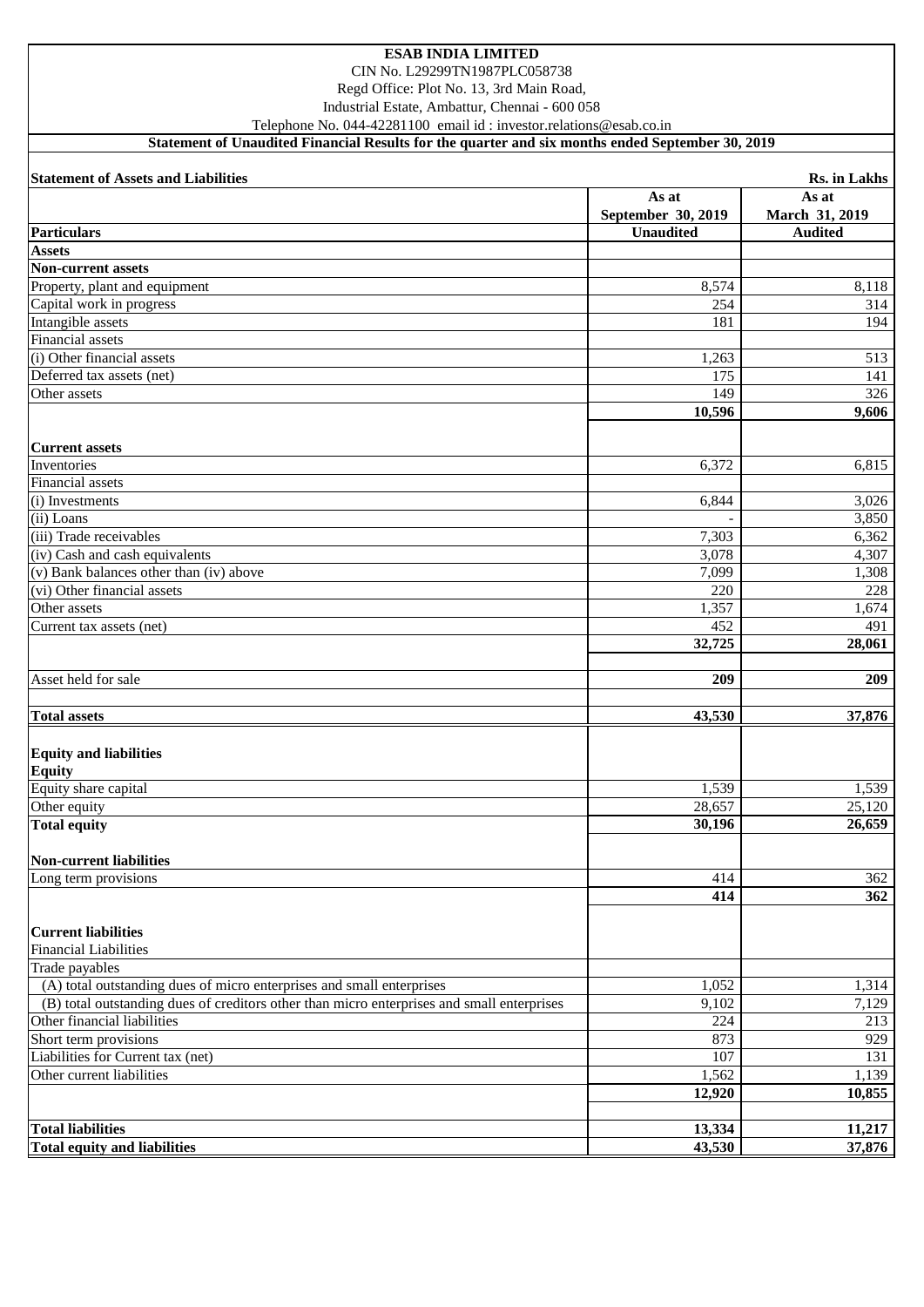# ESAB INDIA LIMITED

CIN No. L29299TN1987PLC058738

Regd Office: Plot No. 13, 3rd Main Road,

Industrial Estate, Ambattur, Chennai - 600 058

Telephone No. 044-42281100 email id : investor.relations@esab.co.in

**Statement of Unaudited Financial Results for the quarter and six months ended September 30, 2019**

**Statement of Assets and Liabilities** **Rs. in Lakhs**

| Particulars | As at September 30, 2019 Unaudited | As at March 31, 2019 Audited |
|---|---|---|
| **Assets** | | |
| **Non-current assets** | | |
| Property, plant and equipment | 8,574 | 8,118 |
| Capital work in progress | 254 | 314 |
| Intangible assets | 181 | 194 |
| Financial assets | | |
| (i) Other financial assets | 1,263 | 513 |
| Deferred tax assets (net) | 175 | 141 |
| Other assets | 149 | 326 |
| | **10,596** | **9,606** |
| **Current assets** | | |
| Inventories | 6,372 | 6,815 |
| Financial assets | | |
| (i) Investments | 6,844 | 3,026 |
| (ii) Loans | - | 3,850 |
| (iii) Trade receivables | 7,303 | 6,362 |
| (iv) Cash and cash equivalents | 3,078 | 4,307 |
| (v) Bank balances other than (iv) above | 7,099 | 1,308 |
| (vi) Other financial assets | 220 | 228 |
| Other assets | 1,357 | 1,674 |
| Current tax assets (net) | 452 | 491 |
| | **32,725** | **28,061** |
| Asset held for sale | **209** | **209** |
| **Total assets** | **43,530** | **37,876** |
| **Equity and liabilities** | | |
| **Equity** | | |
| Equity share capital | 1,539 | 1,539 |
| Other equity | 28,657 | 25,120 |
| **Total equity** | **30,196** | **26,659** |
| **Non-current liabilities** | | |
| Long term provisions | 414 | 362 |
| | **414** | **362** |
| **Current liabilities** | | |
| Financial Liabilities | | |
| Trade payables | | |
| (A) total outstanding dues of micro enterprises and small enterprises | 1,052 | 1,314 |
| (B) total outstanding dues of creditors other than micro enterprises and small enterprises | 9,102 | 7,129 |
| Other financial liabilities | 224 | 213 |
| Short term provisions | 873 | 929 |
| Liabilities for Current tax (net) | 107 | 131 |
| Other current liabilities | 1,562 | 1,139 |
| | **12,920** | **10,855** |
| **Total liabilities** | **13,334** | **11,217** |
| **Total equity and liabilities** | **43,530** | **37,876** |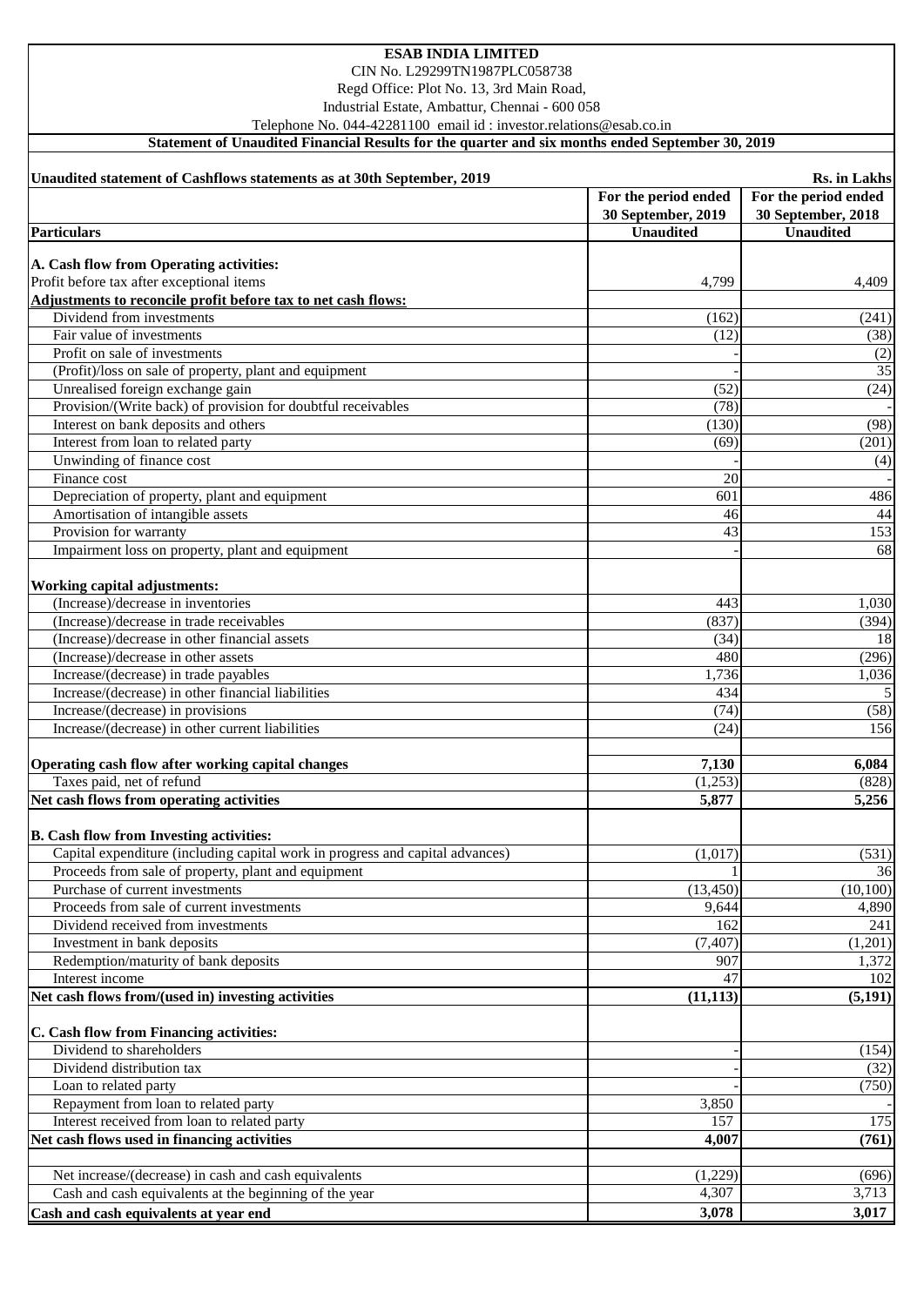**ESAB INDIA LIMITED**

CIN No. L29299TN1987PLC058738

Regd Office: Plot No. 13, 3rd Main Road,

Industrial Estate, Ambattur, Chennai - 600 058

Telephone No. 044-42281100 email id : investor.relations@esab.co.in

**Statement of Unaudited Financial Results for the quarter and six months ended September 30, 2019**

**Unaudited statement of Cashflows statements as at 30th September, 2019** **Rs. in Lakhs**

| **Particulars** | **For the period ended 30 September, 2019 Unaudited** | **For the period ended 30 September, 2018 Unaudited** |
|---|---|---|
| **A. Cash flow from Operating activities:** | | |
| Profit before tax after exceptional items | 4,799 | 4,409 |
| **Adjustments to reconcile profit before tax to net cash flows:** | | |
| Dividend from investments | (162) | (241) |
| Fair value of investments | (12) | (38) |
| Profit on sale of investments | - | (2) |
| (Profit)/loss on sale of property, plant and equipment | - | 35 |
| Unrealised foreign exchange gain | (52) | (24) |
| Provision/(Write back) of provision for doubtful receivables | (78) | - |
| Interest on bank deposits and others | (130) | (98) |
| Interest from loan to related party | (69) | (201) |
| Unwinding of finance cost | - | (4) |
| Finance cost | 20 | - |
| Depreciation of property, plant and equipment | 601 | 486 |
| Amortisation of intangible assets | 46 | 44 |
| Provision for warranty | 43 | 153 |
| Impairment loss on property, plant and equipment | - | 68 |
| **Working capital adjustments:** | | |
| (Increase)/decrease in inventories | 443 | 1,030 |
| (Increase)/decrease in trade receivables | (837) | (394) |
| (Increase)/decrease in other financial assets | (34) | 18 |
| (Increase)/decrease in other assets | 480 | (296) |
| Increase/(decrease) in trade payables | 1,736 | 1,036 |
| Increase/(decrease) in other financial liabilities | 434 | 5 |
| Increase/(decrease) in provisions | (74) | (58) |
| Increase/(decrease) in other current liabilities | (24) | 156 |
| **Operating cash flow after working capital changes** | **7,130** | **6,084** |
| Taxes paid, net of refund | (1,253) | (828) |
| **Net cash flows from operating activities** | **5,877** | **5,256** |
| **B. Cash flow from Investing activities:** | | |
| Capital expenditure (including capital work in progress and capital advances) | (1,017) | (531) |
| Proceeds from sale of property, plant and equipment | 1 | 36 |
| Purchase of current investments | (13,450) | (10,100) |
| Proceeds from sale of current investments | 9,644 | 4,890 |
| Dividend received from investments | 162 | 241 |
| Investment in bank deposits | (7,407) | (1,201) |
| Redemption/maturity of bank deposits | 907 | 1,372 |
| Interest income | 47 | 102 |
| **Net cash flows from/(used in) investing activities** | **(11,113)** | **(5,191)** |
| **C. Cash flow from Financing activities:** | | |
| Dividend to shareholders | - | (154) |
| Dividend distribution tax | - | (32) |
| Loan to related party | - | (750) |
| Repayment from loan to related party | 3,850 | - |
| Interest received from loan to related party | 157 | 175 |
| **Net cash flows used in financing activities** | **4,007** | **(761)** |
| Net increase/(decrease) in cash and cash equivalents | (1,229) | (696) |
| Cash and cash equivalents at the beginning of the year | 4,307 | 3,713 |
| **Cash and cash equivalents at year end** | **3,078** | **3,017** |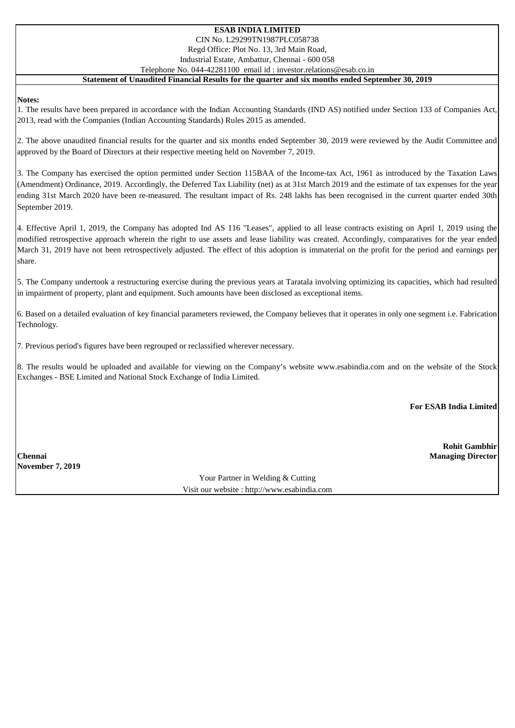**ESAB INDIA LIMITED**

CIN No. L29299TN1987PLC058738

Regd Office: Plot No. 13, 3rd Main Road,

Industrial Estate, Ambattur, Chennai - 600 058

Telephone No. 044-42281100 email id : investor.relations@esab.co.in

**Statement of Unaudited Financial Results for the quarter and six months ended September 30, 2019**

**Notes:**

1. The results have been prepared in accordance with the Indian Accounting Standards (IND AS) notified under Section 133 of Companies Act, 2013, read with the Companies (Indian Accounting Standards) Rules 2015 as amended.

2. The above unaudited financial results for the quarter and six months ended September 30, 2019 were reviewed by the Audit Committee and approved by the Board of Directors at their respective meeting held on November 7, 2019.

3. The Company has exercised the option permitted under Section 115BAA of the Income-tax Act, 1961 as introduced by the Taxation Laws (Amendment) Ordinance, 2019. Accordingly, the Deferred Tax Liability (net) as at 31st March 2019 and the estimate of tax expenses for the year ending 31st March 2020 have been re-measured. The resultant impact of Rs. 248 lakhs has been recognised in the current quarter ended 30th September 2019.

4. Effective April 1, 2019, the Company has adopted Ind AS 116 "Leases", applied to all lease contracts existing on April 1, 2019 using the modified retrospective approach wherein the right to use assets and lease liability was created. Accordingly, comparatives for the year ended March 31, 2019 have not been retrospectively adjusted. The effect of this adoption is immaterial on the profit for the period and earnings per share.

5. The Company undertook a restructuring exercise during the previous years at Taratala involving optimizing its capacities, which had resulted in impairment of property, plant and equipment. Such amounts have been disclosed as exceptional items.

6. Based on a detailed evaluation of key financial parameters reviewed, the Company believes that it operates in only one segment i.e. Fabrication Technology.

7. Previous period's figures have been regrouped or reclassified wherever necessary.

8. The results would be uploaded and available for viewing on the Company's website www.esabindia.com and on the website of the Stock Exchanges - BSE Limited and National Stock Exchange of India Limited.

**For ESAB India Limited**

**Rohit Gambhir**
**Managing Director**

**Chennai**
**November 7, 2019**

Your Partner in Welding & Cutting

Visit our website : http://www.esabindia.com